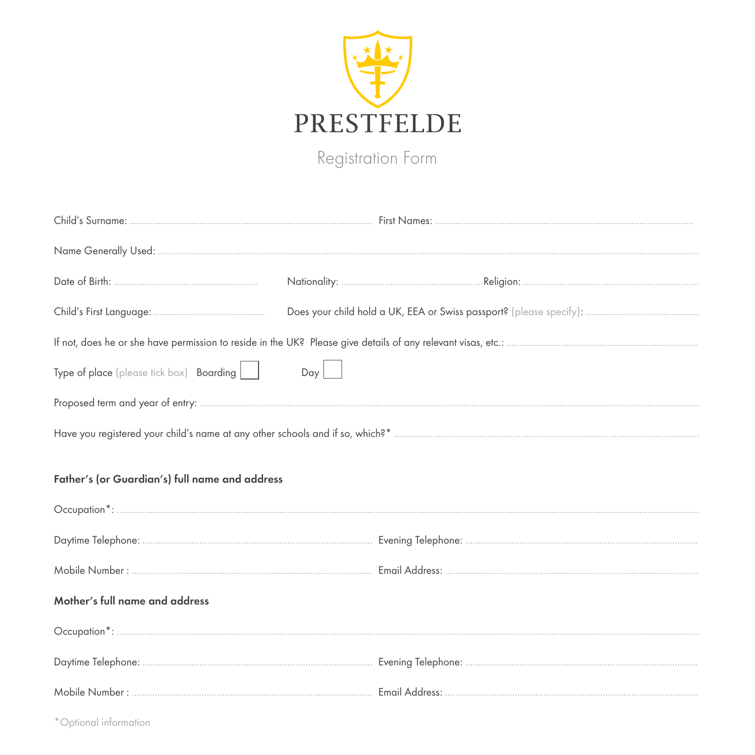# PRESTFELDE

## Registration Form

Child's Surname: .................................................. First Names: ..................................................

Name Generally Used: ..................................................

Date of Birth: .................................................. Nationality: .................................................. Religion: ..................................................

Child's First Language: .................................................. Does your child hold a UK, EEA or Swiss passport? (please specify): ..................................................

If not, does he or she have permission to reside in the UK? Please give details of any relevant visas, etc.: ..................................................

Type of place (please tick box) Boarding ☐ Day ☐

Proposed term and year of entry: ..................................................

Have you registered your child's name at any other schools and if so, which?* ..................................................

**Father's (or Guardian's) full name and address**

Occupation*: ..................................................

Daytime Telephone: .................................................. Evening Telephone: ..................................................

Mobile Number : .................................................. Email Address: ..................................................

**Mother's full name and address**

Occupation*: ..................................................

Daytime Telephone: .................................................. Evening Telephone: ..................................................

Mobile Number : .................................................. Email Address: ..................................................

*Optional information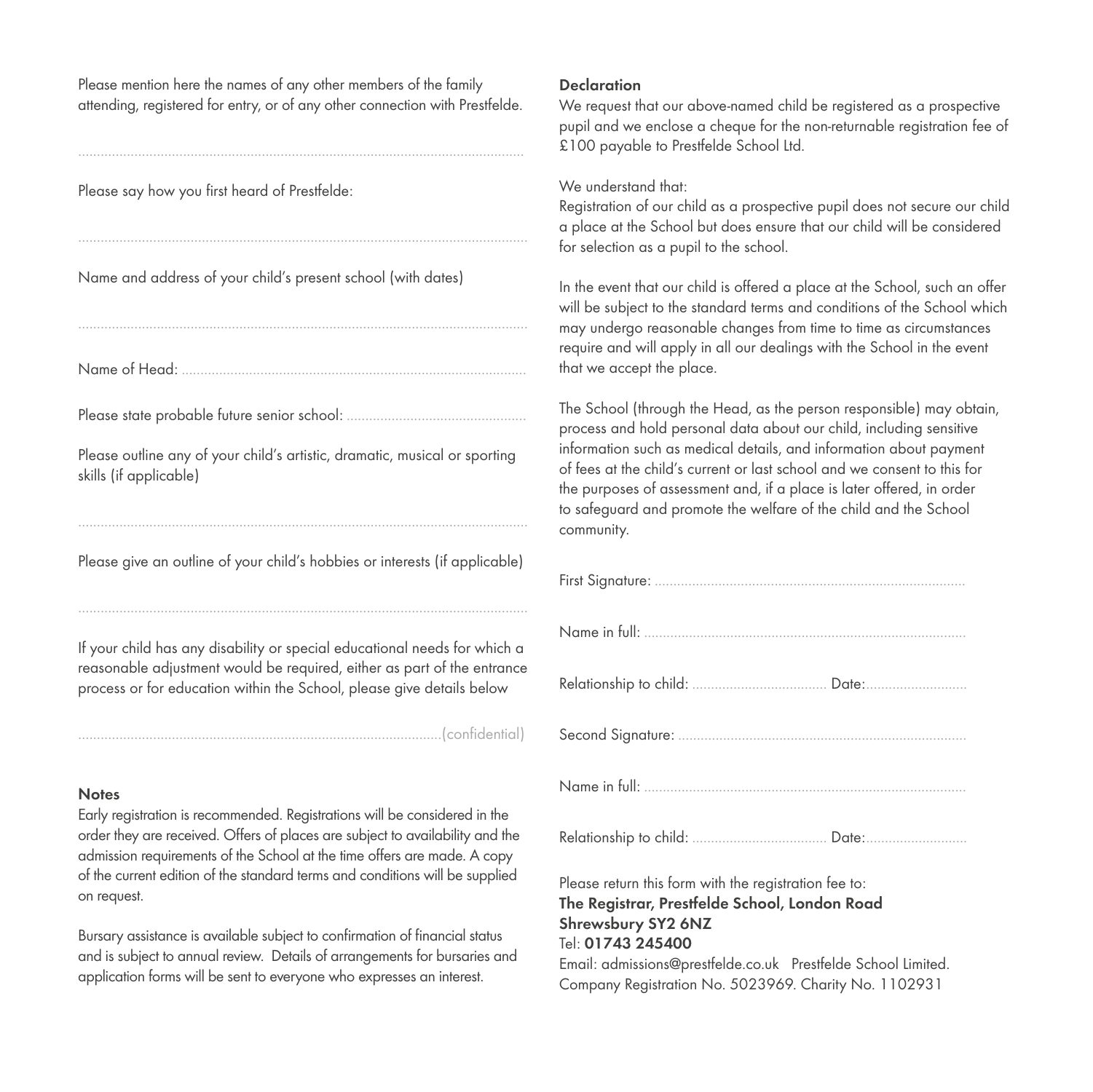Please mention here the names of any other members of the family attending, registered for entry, or of any other connection with Prestfelde.

..........................................................................................................................

Please say how you first heard of Prestfelde:

..........................................................................................................................

Name and address of your child's present school (with dates)

..........................................................................................................................

Name of Head: ..........................................................................................

Please state probable future senior school: ...............................................

Please outline any of your child's artistic, dramatic, musical or sporting skills (if applicable)

..........................................................................................................................

Please give an outline of your child's hobbies or interests (if applicable)

..........................................................................................................................

If your child has any disability or special educational needs for which a reasonable adjustment would be required, either as part of the entrance process or for education within the School, please give details below

..............................................................................................(confidential)

**Notes**

Early registration is recommended. Registrations will be considered in the order they are received. Offers of places are subject to availability and the admission requirements of the School at the time offers are made. A copy of the current edition of the standard terms and conditions will be supplied on request.

Bursary assistance is available subject to confirmation of financial status and is subject to annual review. Details of arrangements for bursaries and application forms will be sent to everyone who expresses an interest.

**Declaration**

We request that our above-named child be registered as a prospective pupil and we enclose a cheque for the non-returnable registration fee of £100 payable to Prestfelde School Ltd.

We understand that:

Registration of our child as a prospective pupil does not secure our child a place at the School but does ensure that our child will be considered for selection as a pupil to the school.

In the event that our child is offered a place at the School, such an offer will be subject to the standard terms and conditions of the School which may undergo reasonable changes from time to time as circumstances require and will apply in all our dealings with the School in the event that we accept the place.

The School (through the Head, as the person responsible) may obtain, process and hold personal data about our child, including sensitive information such as medical details, and information about payment of fees at the child's current or last school and we consent to this for the purposes of assessment and, if a place is later offered, in order to safeguard and promote the welfare of the child and the School community.

First Signature: ..................................................................................

Name in full: .....................................................................................

Relationship to child: .................................... Date:...........................

Second Signature: ............................................................................

Name in full: .....................................................................................

Relationship to child: .................................... Date:...........................

Please return this form with the registration fee to:

**The Registrar, Prestfelde School, London Road**
**Shrewsbury SY2 6NZ**

Tel: **01743 245400**

Email: admissions@prestfelde.co.uk Prestfelde School Limited.
Company Registration No. 5023969. Charity No. 1102931